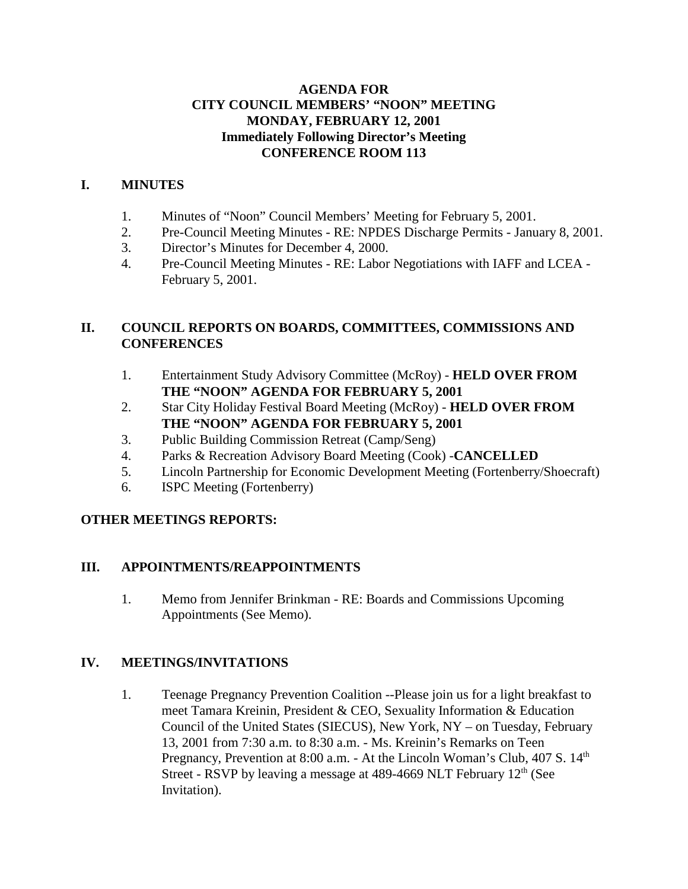**AGENDA FOR**
**CITY COUNCIL MEMBERS' "NOON" MEETING**
**MONDAY, FEBRUARY 12, 2001**
**Immediately Following Director's Meeting**
**CONFERENCE ROOM 113**

## I. MINUTES

1. Minutes of "Noon" Council Members' Meeting for February 5, 2001.
2. Pre-Council Meeting Minutes - RE: NPDES Discharge Permits - January 8, 2001.
3. Director's Minutes for December 4, 2000.
4. Pre-Council Meeting Minutes - RE: Labor Negotiations with IAFF and LCEA - February 5, 2001.

## II. COUNCIL REPORTS ON BOARDS, COMMITTEES, COMMISSIONS AND CONFERENCES

1. Entertainment Study Advisory Committee (McRoy) - **HELD OVER FROM THE "NOON" AGENDA FOR FEBRUARY 5, 2001**
2. Star City Holiday Festival Board Meeting (McRoy) - **HELD OVER FROM THE "NOON" AGENDA FOR FEBRUARY 5, 2001**
3. Public Building Commission Retreat (Camp/Seng)
4. Parks & Recreation Advisory Board Meeting (Cook) -**CANCELLED**
5. Lincoln Partnership for Economic Development Meeting (Fortenberry/Shoecraft)
6. ISPC Meeting (Fortenberry)

**OTHER MEETINGS REPORTS:**

## III. APPOINTMENTS/REAPPOINTMENTS

1. Memo from Jennifer Brinkman - RE: Boards and Commissions Upcoming Appointments (See Memo).

## IV. MEETINGS/INVITATIONS

1. Teenage Pregnancy Prevention Coalition --Please join us for a light breakfast to meet Tamara Kreinin, President & CEO, Sexuality Information & Education Council of the United States (SIECUS), New York, NY – on Tuesday, February 13, 2001 from 7:30 a.m. to 8:30 a.m. - Ms. Kreinin's Remarks on Teen Pregnancy, Prevention at 8:00 a.m. - At the Lincoln Woman's Club, 407 S. 14th Street - RSVP by leaving a message at 489-4669 NLT February 12th (See Invitation).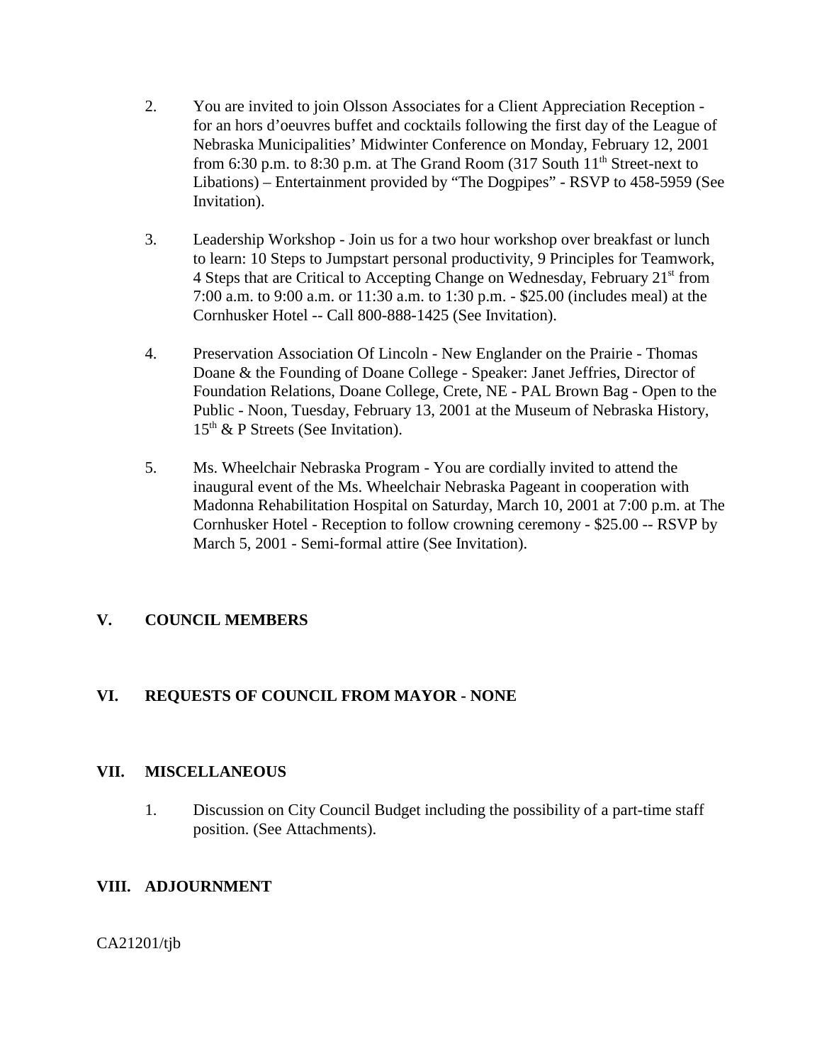2. You are invited to join Olsson Associates for a Client Appreciation Reception - for an hors d'oeuvres buffet and cocktails following the first day of the League of Nebraska Municipalities' Midwinter Conference on Monday, February 12, 2001 from 6:30 p.m. to 8:30 p.m. at The Grand Room (317 South 11th Street-next to Libations) – Entertainment provided by "The Dogpipes" - RSVP to 458-5959 (See Invitation).

3. Leadership Workshop - Join us for a two hour workshop over breakfast or lunch to learn: 10 Steps to Jumpstart personal productivity, 9 Principles for Teamwork, 4 Steps that are Critical to Accepting Change on Wednesday, February 21st from 7:00 a.m. to 9:00 a.m. or 11:30 a.m. to 1:30 p.m. - $25.00 (includes meal) at the Cornhusker Hotel -- Call 800-888-1425 (See Invitation).

4. Preservation Association Of Lincoln - New Englander on the Prairie - Thomas Doane & the Founding of Doane College - Speaker: Janet Jeffries, Director of Foundation Relations, Doane College, Crete, NE - PAL Brown Bag - Open to the Public - Noon, Tuesday, February 13, 2001 at the Museum of Nebraska History, 15th & P Streets (See Invitation).

5. Ms. Wheelchair Nebraska Program - You are cordially invited to attend the inaugural event of the Ms. Wheelchair Nebraska Pageant in cooperation with Madonna Rehabilitation Hospital on Saturday, March 10, 2001 at 7:00 p.m. at The Cornhusker Hotel - Reception to follow crowning ceremony - $25.00 -- RSVP by March 5, 2001 - Semi-formal attire (See Invitation).

## V. COUNCIL MEMBERS

## VI. REQUESTS OF COUNCIL FROM MAYOR - NONE

## VII. MISCELLANEOUS

1. Discussion on City Council Budget including the possibility of a part-time staff position. (See Attachments).

## VIII. ADJOURNMENT

CA21201/tjb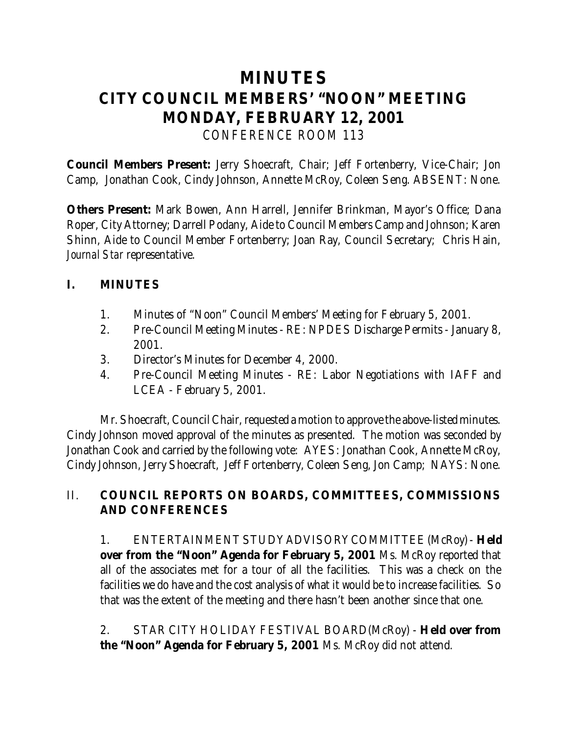# MINUTES
# CITY COUNCIL MEMBERS' "NOON" MEETING
# MONDAY, FEBRUARY 12, 2001

CONFERENCE ROOM 113

**Council Members Present:** Jerry Shoecraft, Chair; Jeff Fortenberry, Vice-Chair; Jon Camp, Jonathan Cook, Cindy Johnson, Annette McRoy, Coleen Seng. ABSENT: None.

**Others Present:** Mark Bowen, Ann Harrell, Jennifer Brinkman, Mayor's Office; Dana Roper, City Attorney; Darrell Podany, Aide to Council Members Camp and Johnson; Karen Shinn, Aide to Council Member Fortenberry; Joan Ray, Council Secretary; Chris Hain, *Journal Star* representative.

## I. MINUTES

1. Minutes of "Noon" Council Members' Meeting for February 5, 2001.
2. Pre-Council Meeting Minutes - RE: NPDES Discharge Permits - January 8, 2001.
3. Director's Minutes for December 4, 2000.
4. Pre-Council Meeting Minutes - RE: Labor Negotiations with IAFF and LCEA - February 5, 2001.

Mr. Shoecraft, Council Chair, requested a motion to approve the above-listed minutes. Cindy Johnson moved approval of the minutes as presented. The motion was seconded by Jonathan Cook and carried by the following vote: AYES: Jonathan Cook, Annette McRoy, Cindy Johnson, Jerry Shoecraft, Jeff Fortenberry, Coleen Seng, Jon Camp; NAYS: None.

## II. COUNCIL REPORTS ON BOARDS, COMMITTEES, COMMISSIONS AND CONFERENCES

1. ENTERTAINMENT STUDY ADVISORY COMMITTEE (McRoy) - **Held over from the "Noon" Agenda for February 5, 2001** Ms. McRoy reported that all of the associates met for a tour of all the facilities. This was a check on the facilities we do have and the cost analysis of what it would be to increase facilities. So that was the extent of the meeting and there hasn't been another since that one.

2. STAR CITY HOLIDAY FESTIVAL BOARD (McRoy) - **Held over from the "Noon" Agenda for February 5, 2001** Ms. McRoy did not attend.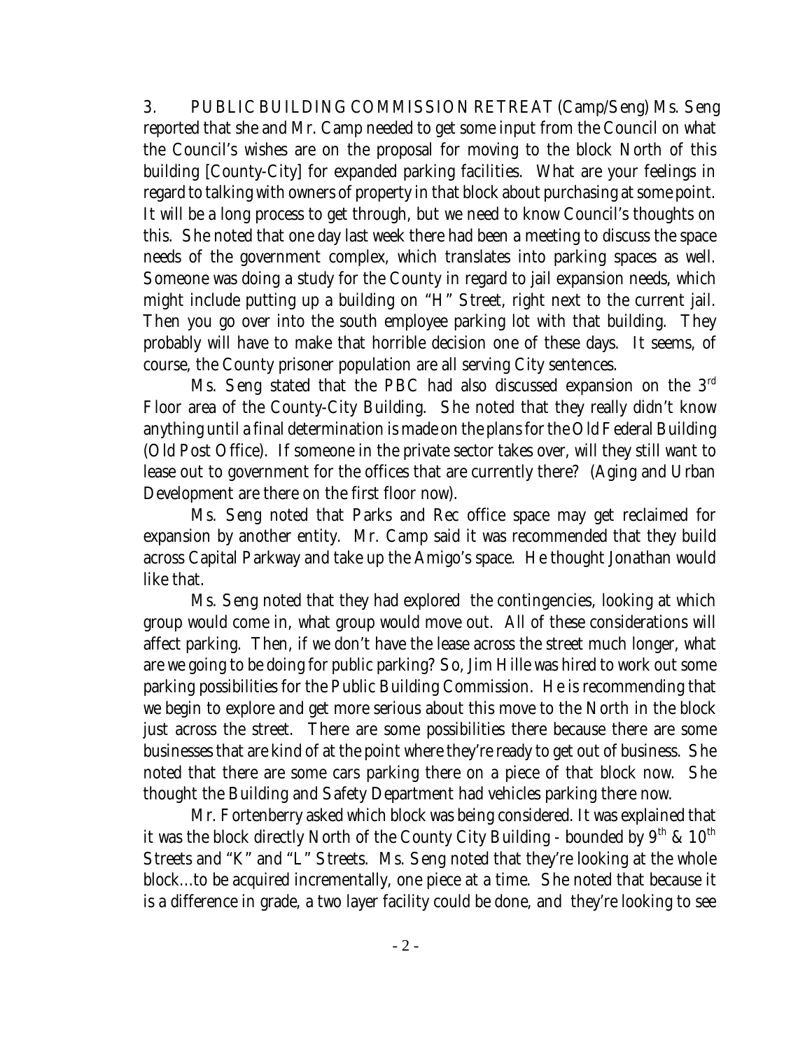3. PUBLIC BUILDING COMMISSION RETREAT (Camp/Seng) Ms. Seng reported that she and Mr. Camp needed to get some input from the Council on what the Council's wishes are on the proposal for moving to the block North of this building [County-City] for expanded parking facilities. What are your feelings in regard to talking with owners of property in that block about purchasing at some point. It will be a long process to get through, but we need to know Council's thoughts on this. She noted that one day last week there had been a meeting to discuss the space needs of the government complex, which translates into parking spaces as well. Someone was doing a study for the County in regard to jail expansion needs, which might include putting up a building on "H" Street, right next to the current jail. Then you go over into the south employee parking lot with that building. They probably will have to make that horrible decision one of these days. It seems, of course, the County prisoner population are all serving City sentences.

Ms. Seng stated that the PBC had also discussed expansion on the 3rd Floor area of the County-City Building. She noted that they really didn't know anything until a final determination is made on the plans for the Old Federal Building (Old Post Office). If someone in the private sector takes over, will they still want to lease out to government for the offices that are currently there? (Aging and Urban Development are there on the first floor now).

Ms. Seng noted that Parks and Rec office space may get reclaimed for expansion by another entity. Mr. Camp said it was recommended that they build across Capital Parkway and take up the Amigo's space. He thought Jonathan would like that.

Ms. Seng noted that they had explored the contingencies, looking at which group would come in, what group would move out. All of these considerations will affect parking. Then, if we don't have the lease across the street much longer, what are we going to be doing for public parking? So, Jim Hille was hired to work out some parking possibilities for the Public Building Commission. He is recommending that we begin to explore and get more serious about this move to the North in the block just across the street. There are some possibilities there because there are some businesses that are kind of at the point where they're ready to get out of business. She noted that there are some cars parking there on a piece of that block now. She thought the Building and Safety Department had vehicles parking there now.

Mr. Fortenberry asked which block was being considered. It was explained that it was the block directly North of the County City Building - bounded by 9th & 10th Streets and "K" and "L" Streets. Ms. Seng noted that they're looking at the whole block...to be acquired incrementally, one piece at a time. She noted that because it is a difference in grade, a two layer facility could be done, and they're looking to see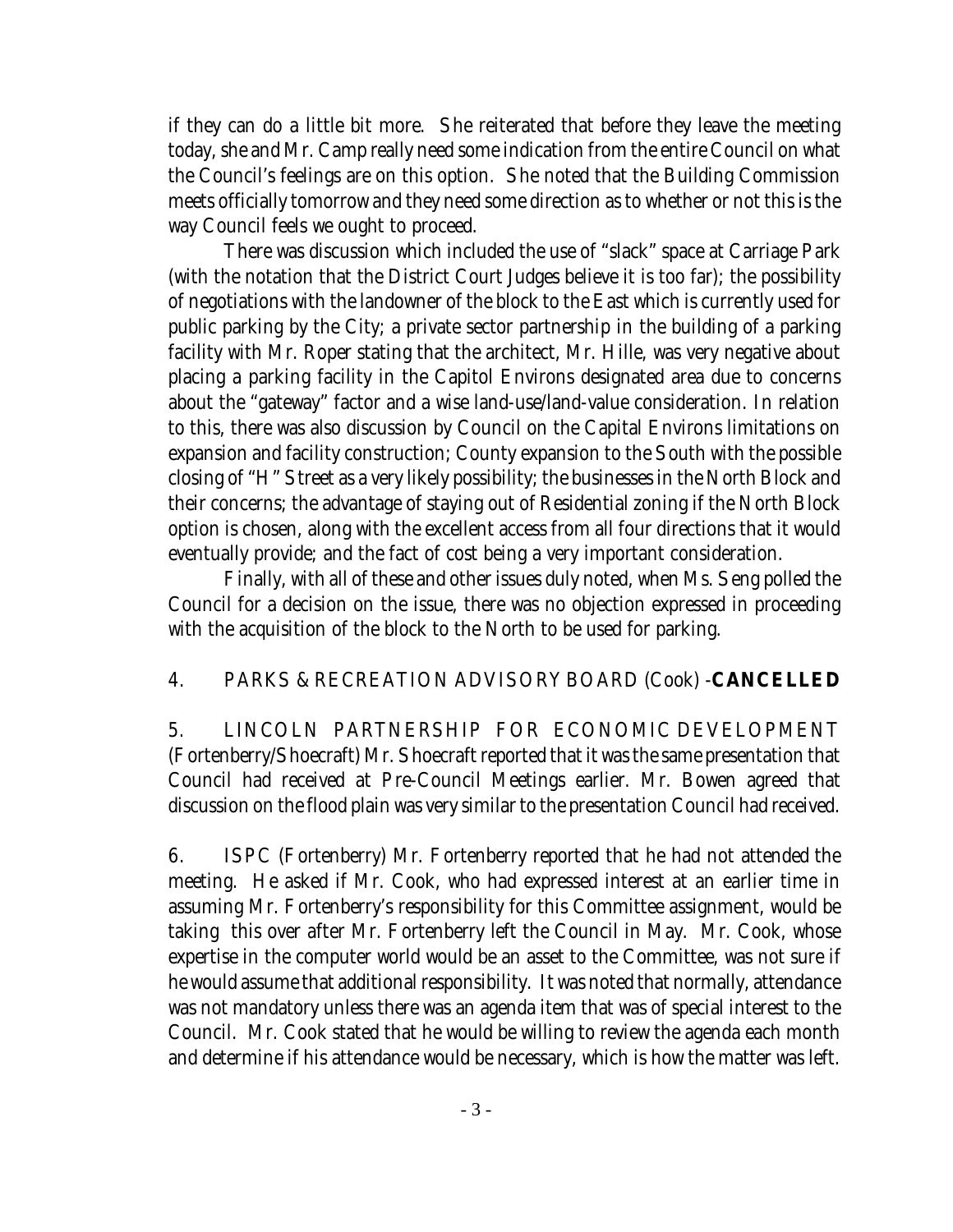if they can do a little bit more. She reiterated that before they leave the meeting today, she and Mr. Camp really need some indication from the entire Council on what the Council's feelings are on this option. She noted that the Building Commission meets officially tomorrow and they need some direction as to whether or not this is the way Council feels we ought to proceed.

There was discussion which included the use of "slack" space at Carriage Park (with the notation that the District Court Judges believe it is too far); the possibility of negotiations with the landowner of the block to the East which is currently used for public parking by the City; a private sector partnership in the building of a parking facility with Mr. Roper stating that the architect, Mr. Hille, was very negative about placing a parking facility in the Capitol Environs designated area due to concerns about the "gateway" factor and a wise land-use/land-value consideration. In relation to this, there was also discussion by Council on the Capital Environs limitations on expansion and facility construction; County expansion to the South with the possible closing of "H" Street as a very likely possibility; the businesses in the North Block and their concerns; the advantage of staying out of Residential zoning if the North Block option is chosen, along with the excellent access from all four directions that it would eventually provide; and the fact of cost being a very important consideration.

Finally, with all of these and other issues duly noted, when Ms. Seng polled the Council for a decision on the issue, there was no objection expressed in proceeding with the acquisition of the block to the North to be used for parking.

4. PARKS & RECREATION ADVISORY BOARD (Cook) -**CANCELLED**

5. LINCOLN PARTNERSHIP FOR ECONOMIC DEVELOPMENT (Fortenberry/Shoecraft) Mr. Shoecraft reported that it was the same presentation that Council had received at Pre-Council Meetings earlier. Mr. Bowen agreed that discussion on the flood plain was very similar to the presentation Council had received.

6. ISPC (Fortenberry) Mr. Fortenberry reported that he had not attended the meeting. He asked if Mr. Cook, who had expressed interest at an earlier time in assuming Mr. Fortenberry's responsibility for this Committee assignment, would be taking this over after Mr. Fortenberry left the Council in May. Mr. Cook, whose expertise in the computer world would be an asset to the Committee, was not sure if he would assume that additional responsibility. It was noted that normally, attendance was not mandatory unless there was an agenda item that was of special interest to the Council. Mr. Cook stated that he would be willing to review the agenda each month and determine if his attendance would be necessary, which is how the matter was left.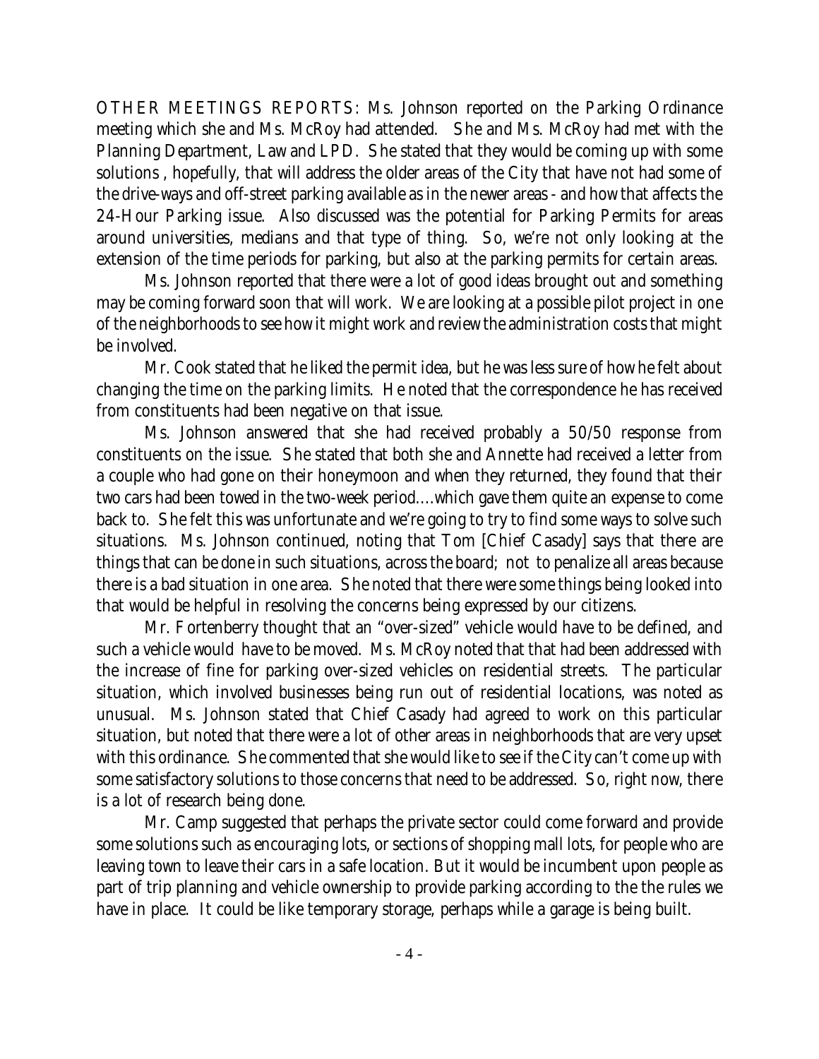OTHER MEETINGS REPORTS: Ms. Johnson reported on the Parking Ordinance meeting which she and Ms. McRoy had attended. She and Ms. McRoy had met with the Planning Department, Law and LPD. She stated that they would be coming up with some solutions , hopefully, that will address the older areas of the City that have not had some of the drive-ways and off-street parking available as in the newer areas - and how that affects the 24-Hour Parking issue. Also discussed was the potential for Parking Permits for areas around universities, medians and that type of thing. So, we're not only looking at the extension of the time periods for parking, but also at the parking permits for certain areas.

Ms. Johnson reported that there were a lot of good ideas brought out and something may be coming forward soon that will work. We are looking at a possible pilot project in one of the neighborhoods to see how it might work and review the administration costs that might be involved.

Mr. Cook stated that he liked the permit idea, but he was less sure of how he felt about changing the time on the parking limits. He noted that the correspondence he has received from constituents had been negative on that issue.

Ms. Johnson answered that she had received probably a 50/50 response from constituents on the issue. She stated that both she and Annette had received a letter from a couple who had gone on their honeymoon and when they returned, they found that their two cars had been towed in the two-week period....which gave them quite an expense to come back to. She felt this was unfortunate and we're going to try to find some ways to solve such situations. Ms. Johnson continued, noting that Tom [Chief Casady] says that there are things that can be done in such situations, across the board; not to penalize all areas because there is a bad situation in one area. She noted that there were some things being looked into that would be helpful in resolving the concerns being expressed by our citizens.

Mr. Fortenberry thought that an "over-sized" vehicle would have to be defined, and such a vehicle would have to be moved. Ms. McRoy noted that that had been addressed with the increase of fine for parking over-sized vehicles on residential streets. The particular situation, which involved businesses being run out of residential locations, was noted as unusual. Ms. Johnson stated that Chief Casady had agreed to work on this particular situation, but noted that there were a lot of other areas in neighborhoods that are very upset with this ordinance. She commented that she would like to see if the City can't come up with some satisfactory solutions to those concerns that need to be addressed. So, right now, there is a lot of research being done.

Mr. Camp suggested that perhaps the private sector could come forward and provide some solutions such as encouraging lots, or sections of shopping mall lots, for people who are leaving town to leave their cars in a safe location. But it would be incumbent upon people as part of trip planning and vehicle ownership to provide parking according to the the rules we have in place. It could be like temporary storage, perhaps while a garage is being built.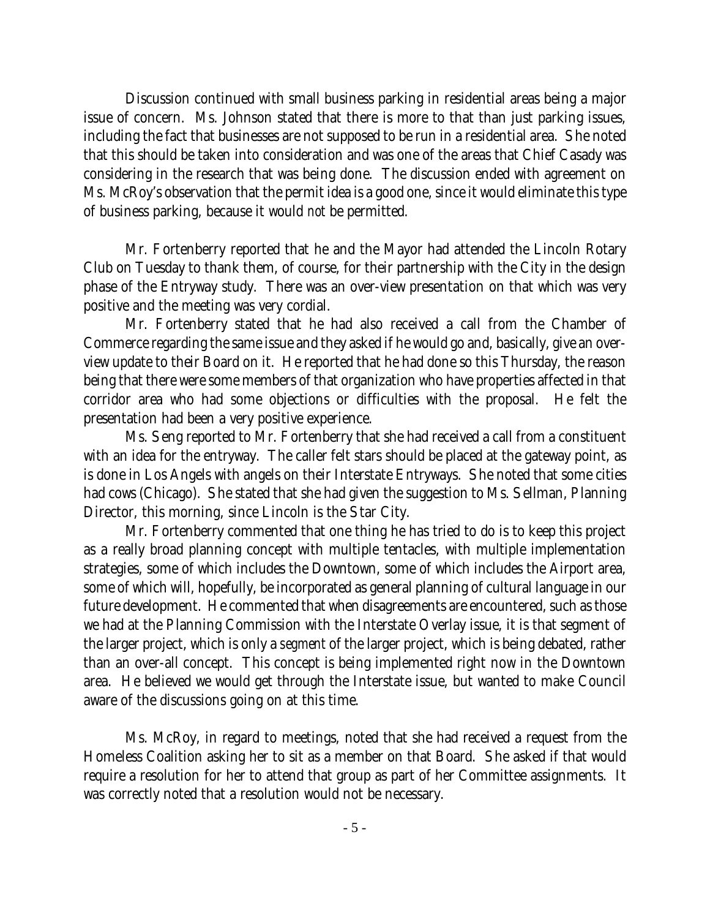Discussion continued with small business parking in residential areas being a major issue of concern. Ms. Johnson stated that there is more to that than just parking issues, including the fact that businesses are not supposed to be run in a residential area. She noted that this should be taken into consideration and was one of the areas that Chief Casady was considering in the research that was being done. The discussion ended with agreement on Ms. McRoy's observation that the permit idea is a good one, since it would eliminate this type of business parking, because it would *not* be permitted.

Mr. Fortenberry reported that he and the Mayor had attended the Lincoln Rotary Club on Tuesday to thank them, of course, for their partnership with the City in the design phase of the Entryway study. There was an over-view presentation on that which was very positive and the meeting was very cordial.

Mr. Fortenberry stated that he had also received a call from the Chamber of Commerce regarding the same issue and they asked if he would go and, basically, give an over-view update to their Board on it. He reported that he had done so this Thursday, the reason being that there were some members of that organization who have properties affected in that corridor area who had some objections or difficulties with the proposal. He felt the presentation had been a very positive experience.

Ms. Seng reported to Mr. Fortenberry that she had received a call from a constituent with an idea for the entryway. The caller felt stars should be placed at the gateway point, as is done in Los Angels with angels on their Interstate Entryways. She noted that some cities had cows (Chicago). She stated that she had given the suggestion to Ms. Sellman, Planning Director, this morning, since Lincoln is the Star City.

Mr. Fortenberry commented that one thing he has tried to do is to keep this project as a really broad planning concept with multiple tentacles, with multiple implementation strategies, some of which includes the Downtown, some of which includes the Airport area, some of which will, hopefully, be incorporated as general planning of cultural language in our future development. He commented that when disagreements are encountered, such as those we had at the Planning Commission with the Interstate Overlay issue, it is that segment of the larger project, which is only a *segment* of the larger project, which is being debated, rather than an over-all concept. This concept is being implemented right now in the Downtown area. He believed we would get through the Interstate issue, but wanted to make Council aware of the discussions going on at this time.

Ms. McRoy, in regard to meetings, noted that she had received a request from the Homeless Coalition asking her to sit as a member on that Board. She asked if that would require a resolution for her to attend that group as part of her Committee assignments. It was correctly noted that a resolution would not be necessary.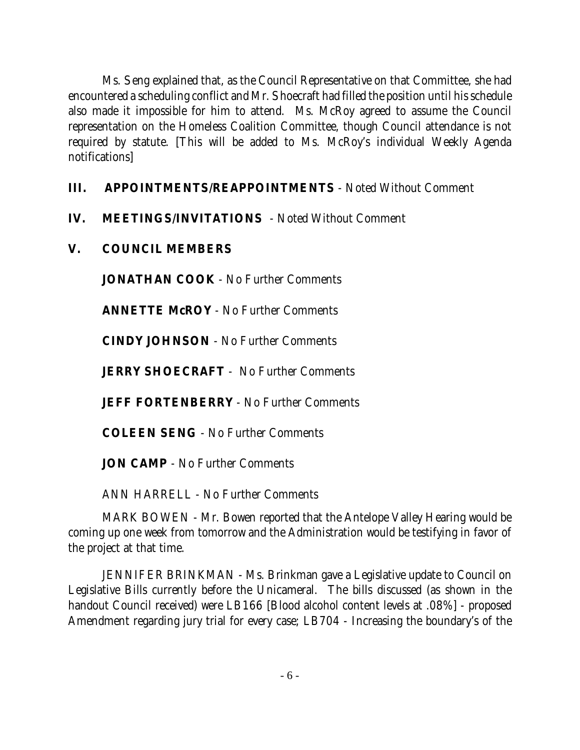Ms. Seng explained that, as the Council Representative on that Committee, she had encountered a scheduling conflict and Mr. Shoecraft had filled the position until his schedule also made it impossible for him to attend. Ms. McRoy agreed to assume the Council representation on the Homeless Coalition Committee, though Council attendance is not required by statute. [This will be added to Ms. McRoy's individual Weekly Agenda notifications]

**III. APPOINTMENTS/REAPPOINTMENTS** - Noted Without Comment

**IV. MEETINGS/INVITATIONS** - Noted Without Comment

**V. COUNCIL MEMBERS**

**JONATHAN COOK** - No Further Comments

**ANNETTE McROY** - No Further Comments

**CINDY JOHNSON** - No Further Comments

**JERRY SHOECRAFT** - No Further Comments

**JEFF FORTENBERRY** - No Further Comments

**COLEEN SENG** - No Further Comments

**JON CAMP** - No Further Comments

ANN HARRELL - No Further Comments

MARK BOWEN - Mr. Bowen reported that the Antelope Valley Hearing would be coming up one week from tomorrow and the Administration would be testifying in favor of the project at that time.

JENNIFER BRINKMAN - Ms. Brinkman gave a Legislative update to Council on Legislative Bills currently before the Unicameral. The bills discussed (as shown in the handout Council received) were LB166 [Blood alcohol content levels at .08%] - proposed Amendment regarding jury trial for every case; LB704 - Increasing the boundary's of the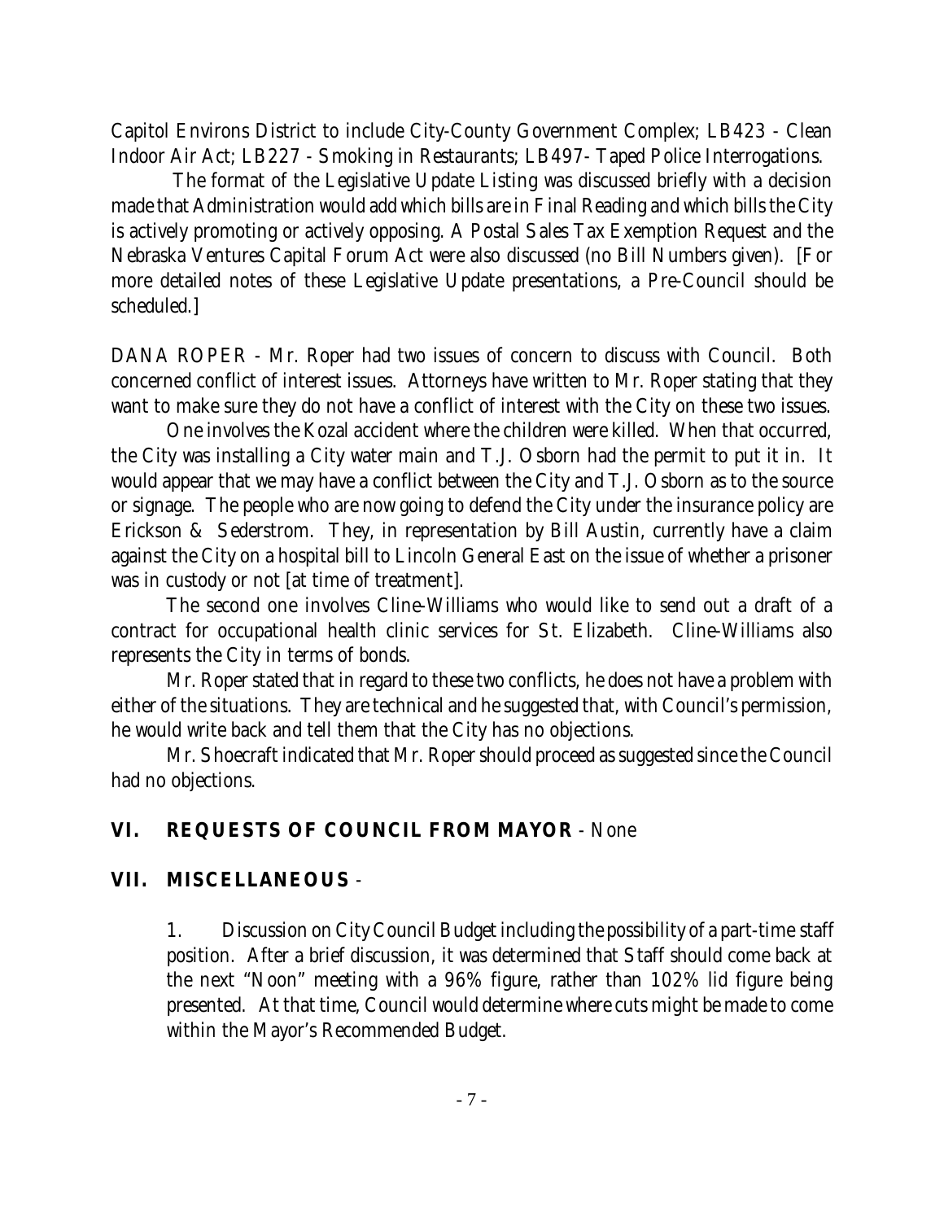Capitol Environs District to include City-County Government Complex; LB423 - Clean Indoor Air Act; LB227 - Smoking in Restaurants; LB497- Taped Police Interrogations.

The format of the Legislative Update Listing was discussed briefly with a decision made that Administration would add which bills are in Final Reading and which bills the City is actively promoting or actively opposing. A Postal Sales Tax Exemption Request and the Nebraska Ventures Capital Forum Act were also discussed (no Bill Numbers given). [For more detailed notes of these Legislative Update presentations, a Pre-Council should be scheduled.]

DANA ROPER - Mr. Roper had two issues of concern to discuss with Council. Both concerned conflict of interest issues. Attorneys have written to Mr. Roper stating that they want to make sure they do not have a conflict of interest with the City on these two issues.

One involves the Kozal accident where the children were killed. When that occurred, the City was installing a City water main and T.J. Osborn had the permit to put it in. It would appear that we may have a conflict between the City and T.J. Osborn as to the source or signage. The people who are now going to defend the City under the insurance policy are Erickson & Sederstrom. They, in representation by Bill Austin, currently have a claim against the City on a hospital bill to Lincoln General East on the issue of whether a prisoner was in custody or not [at time of treatment].

The second one involves Cline-Williams who would like to send out a draft of a contract for occupational health clinic services for St. Elizabeth. Cline-Williams also represents the City in terms of bonds.

Mr. Roper stated that in regard to these two conflicts, he does not have a problem with either of the situations. They are technical and he suggested that, with Council's permission, he would write back and tell them that the City has no objections.

Mr. Shoecraft indicated that Mr. Roper should proceed as suggested since the Council had no objections.

## VI. REQUESTS OF COUNCIL FROM MAYOR - None

## VII. MISCELLANEOUS -

1. Discussion on City Council Budget including the possibility of a part-time staff position. After a brief discussion, it was determined that Staff should come back at the next "Noon" meeting with a 96% figure, rather than 102% lid figure being presented. At that time, Council would determine where cuts might be made to come within the Mayor's Recommended Budget.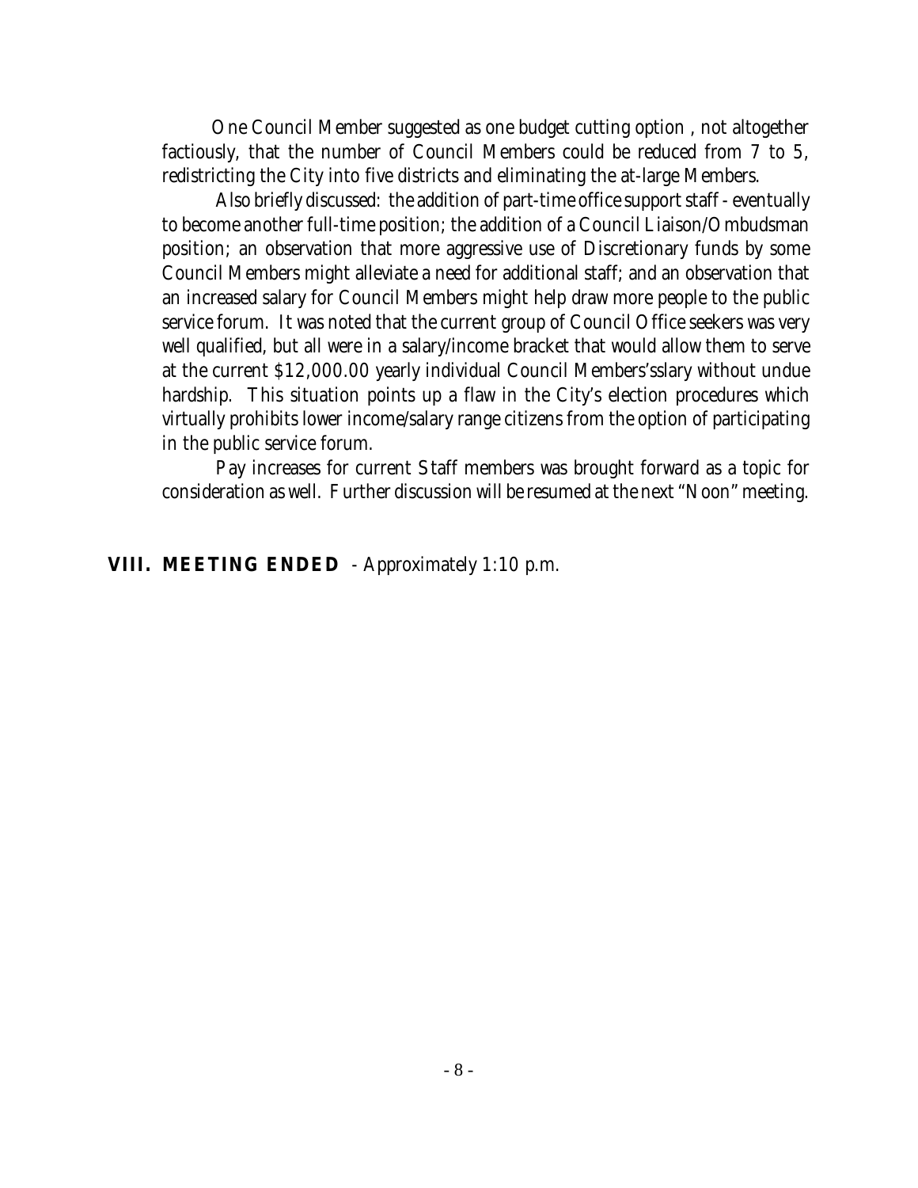One Council Member suggested as one budget cutting option , not altogether factiously, that the number of Council Members could be reduced from 7 to 5, redistricting the City into five districts and eliminating the at-large Members.

Also briefly discussed: the addition of part-time office support staff - eventually to become another full-time position; the addition of a Council Liaison/Ombudsman position; an observation that more aggressive use of Discretionary funds by some Council Members might alleviate a need for additional staff; and an observation that an increased salary for Council Members might help draw more people to the public service forum. It was noted that the current group of Council Office seekers was very well qualified, but all were in a salary/income bracket that would allow them to serve at the current $12,000.00 yearly individual Council Members'ssalary without undue hardship. This situation points up a flaw in the City's election procedures which virtually prohibits lower income/salary range citizens from the option of participating in the public service forum.

Pay increases for current Staff members was brought forward as a topic for consideration as well. Further discussion will be resumed at the next "Noon" meeting.

## VIII. MEETING ENDED - Approximately 1:10 p.m.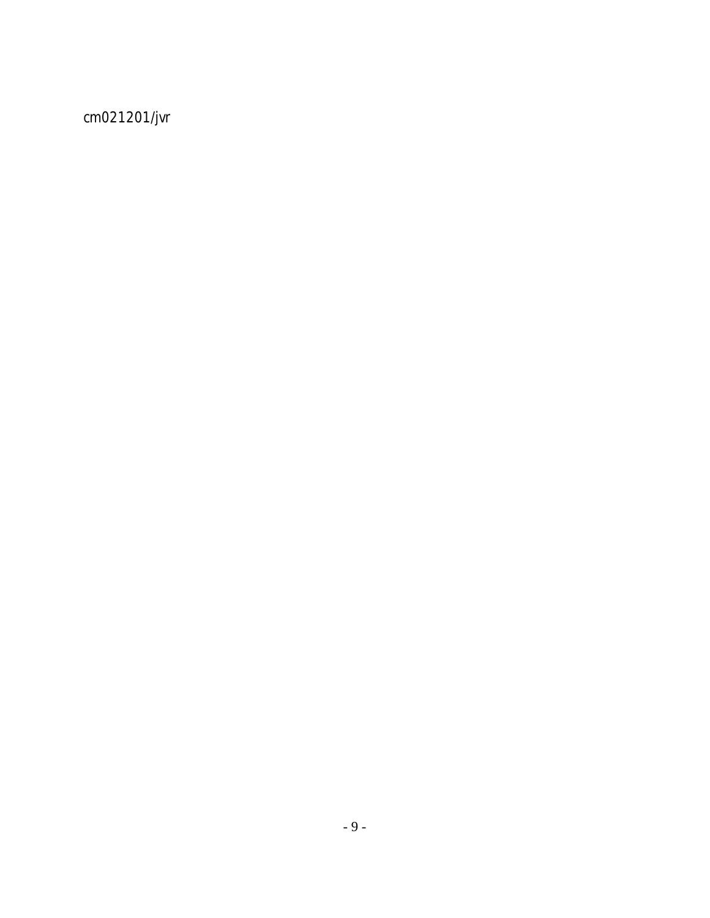cm021201/jvr